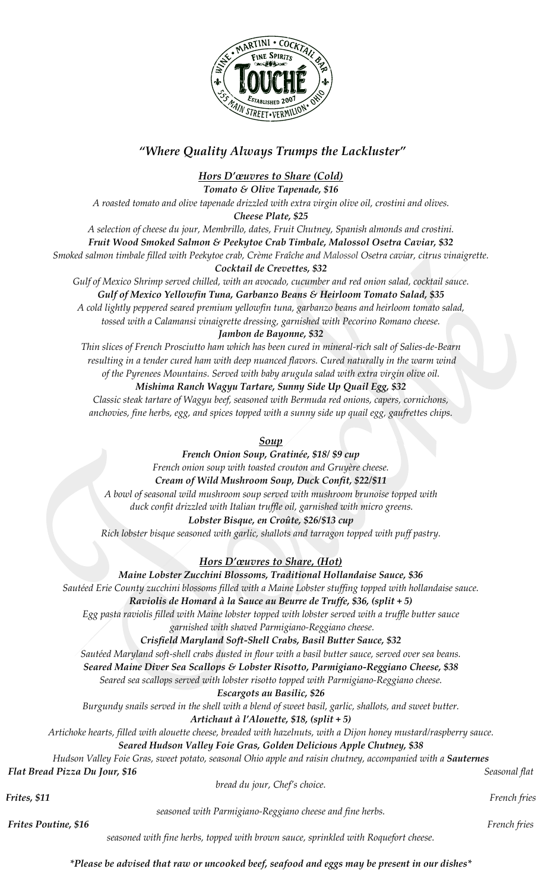WINE • MARTINI • COCKTAIL BAR
FINE SPIRITS
TOUCHÉ
ESTABLISHED 2007
555 MAIN STREET • VERMILION • OHIO

## *"Where Quality Always Trumps the Lackluster"*

### *Hors D'œuvres to Share (Cold)*

***Tomato & Olive Tapenade, $16***
*A roasted tomato and olive tapenade drizzled with extra virgin olive oil, crostini and olives.*

***Cheese Plate, $25***
*A selection of cheese du jour, Membrillo, dates, Fruit Chutney, Spanish almonds and crostini.*

***Fruit Wood Smoked Salmon & Peekytoe Crab Timbale, Malossol Osetra Caviar, $32***
*Smoked salmon timbale filled with Peekytoe crab, Crème Fraîche and Malossol Osetra caviar, citrus vinaigrette.*

***Cocktail de Crevettes, $32***
*Gulf of Mexico Shrimp served chilled, with an avocado, cucumber and red onion salad, cocktail sauce.*

***Gulf of Mexico Yellowfin Tuna, Garbanzo Beans & Heirloom Tomato Salad, $35***
*A cold lightly peppered seared premium yellowfin tuna, garbanzo beans and heirloom tomato salad, tossed with a Calamansi vinaigrette dressing, garnished with Pecorino Romano cheese.*

***Jambon de Bayonne, $32***
*Thin slices of French Prosciutto ham which has been cured in mineral-rich salt of Salies-de-Bearn resulting in a tender cured ham with deep nuanced flavors. Cured naturally in the warm wind of the Pyrenees Mountains. Served with baby arugula salad with extra virgin olive oil.*

***Mishima Ranch Wagyu Tartare, Sunny Side Up Quail Egg, $32***
*Classic steak tartare of Wagyu beef, seasoned with Bermuda red onions, capers, cornichons, anchovies, fine herbs, egg, and spices topped with a sunny side up quail egg, gaufrettes chips.*

### *Soup*

***French Onion Soup, Gratinée, $18/ $9 cup***
*French onion soup with toasted crouton and Gruyère cheese.*

***Cream of Wild Mushroom Soup, Duck Confit, $22/$11***
*A bowl of seasonal wild mushroom soup served with mushroom brunoise topped with duck confit drizzled with Italian truffle oil, garnished with micro greens.*

***Lobster Bisque, en Croûte, $26/$13 cup***
*Rich lobster bisque seasoned with garlic, shallots and tarragon topped with puff pastry.*

### *Hors D'œuvres to Share, (Hot)*

***Maine Lobster Zucchini Blossoms, Traditional Hollandaise Sauce, $36***
*Sautéed Erie County zucchini blossoms filled with a Maine Lobster stuffing topped with hollandaise sauce.*

***Raviolis de Homard à la Sauce au Beurre de Truffe, $36, (split + 5)***
*Egg pasta raviolis filled with Maine lobster topped with lobster served with a truffle butter sauce garnished with shaved Parmigiano-Reggiano cheese.*

***Crisfield Maryland Soft-Shell Crabs, Basil Butter Sauce, $32***
*Sautéed Maryland soft-shell crabs dusted in flour with a basil butter sauce, served over sea beans.*

***Seared Maine Diver Sea Scallops & Lobster Risotto, Parmigiano-Reggiano Cheese, $38***
*Seared sea scallops served with lobster risotto topped with Parmigiano-Reggiano cheese.*

***Escargots au Basilic, $26***
*Burgundy snails served in the shell with a blend of sweet basil, garlic, shallots, and sweet butter.*

***Artichaut à l'Alouette, $18, (split + 5)***
*Artichoke hearts, filled with alouette cheese, breaded with hazelnuts, with a Dijon honey mustard/raspberry sauce.*

***Seared Hudson Valley Foie Gras, Golden Delicious Apple Chutney, $38***
*Hudson Valley Foie Gras, sweet potato, seasonal Ohio apple and raisin chutney, accompanied with a* ***Sauternes***

***Flat Bread Pizza Du Jour, $16***
*Seasonal flat bread du jour, Chef's choice.*

***Frites, $11***
*French fries seasoned with Parmigiano-Reggiano cheese and fine herbs.*

***Frites Poutine, $16***
*French fries seasoned with fine herbs, topped with brown sauce, sprinkled with Roquefort cheese.*

*\*Please be advised that raw or uncooked beef, seafood and eggs may be present in our dishes\**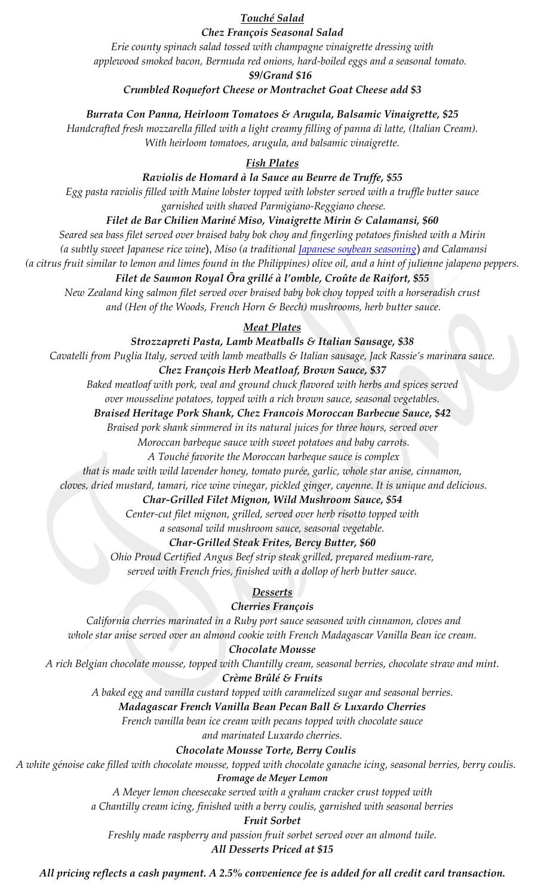## *Touché Salad*

***Chez François Seasonal Salad***

*Erie county spinach salad tossed with champagne vinaigrette dressing with applewood smoked bacon, Bermuda red onions, hard-boiled eggs and a seasonal tomato.*

***$9/Grand $16***

***Crumbled Roquefort Cheese or Montrachet Goat Cheese add $3***

***Burrata Con Panna, Heirloom Tomatoes & Arugula, Balsamic Vinaigrette, $25***

*Handcrafted fresh mozzarella filled with a light creamy filling of panna di latte, (Italian Cream). With heirloom tomatoes, arugula, and balsamic vinaigrette.*

## *Fish Plates*

***Raviolis de Homard à la Sauce au Beurre de Truffe, $55***

*Egg pasta raviolis filled with Maine lobster topped with lobster served with a truffle butter sauce garnished with shaved Parmigiano-Reggiano cheese.*

***Filet de Bar Chilien Mariné Miso, Vinaigrette Mirin & Calamansi, $60***

*Seared sea bass filet served over braised baby bok choy and fingerling potatoes finished with a Mirin (a subtly sweet Japanese rice wine), Miso (a traditional Japanese soybean seasoning) and Calamansi (a citrus fruit similar to lemon and limes found in the Philippines) olive oil, and a hint of julienne jalapeno peppers.*

***Filet de Saumon Royal Ōra grillé à l'omble, Croûte de Raifort, $55***

*New Zealand king salmon filet served over braised baby bok choy topped with a horseradish crust and (Hen of the Woods, French Horn & Beech) mushrooms, herb butter sauce.*

## *Meat Plates*

***Strozzapreti Pasta, Lamb Meatballs & Italian Sausage, $38***

*Cavatelli from Puglia Italy, served with lamb meatballs & Italian sausage, Jack Rassie's marinara sauce.*

***Chez François Herb Meatloaf, Brown Sauce, $37***

*Baked meatloaf with pork, veal and ground chuck flavored with herbs and spices served over mousseline potatoes, topped with a rich brown sauce, seasonal vegetables.*

***Braised Heritage Pork Shank, Chez Francois Moroccan Barbecue Sauce, $42***

*Braised pork shank simmered in its natural juices for three hours, served over Moroccan barbeque sauce with sweet potatoes and baby carrots. A Touché favorite the Moroccan barbeque sauce is complex that is made with wild lavender honey, tomato purée, garlic, whole star anise, cinnamon, cloves, dried mustard, tamari, rice wine vinegar, pickled ginger, cayenne. It is unique and delicious.*

***Char-Grilled Filet Mignon, Wild Mushroom Sauce, $54***

*Center-cut filet mignon, grilled, served over herb risotto topped with a seasonal wild mushroom sauce, seasonal vegetable.*

***Char-Grilled Steak Frites, Bercy Butter, $60***

*Ohio Proud Certified Angus Beef strip steak grilled, prepared medium-rare, served with French fries, finished with a dollop of herb butter sauce.*

## *Desserts*

***Cherries François***

*California cherries marinated in a Ruby port sauce seasoned with cinnamon, cloves and whole star anise served over an almond cookie with French Madagascar Vanilla Bean ice cream.*

***Chocolate Mousse***

*A rich Belgian chocolate mousse, topped with Chantilly cream, seasonal berries, chocolate straw and mint.*

***Crème Brûlé & Fruits***

*A baked egg and vanilla custard topped with caramelized sugar and seasonal berries.*

***Madagascar French Vanilla Bean Pecan Ball & Luxardo Cherries***

*French vanilla bean ice cream with pecans topped with chocolate sauce and marinated Luxardo cherries.*

***Chocolate Mousse Torte, Berry Coulis***

*A white génoise cake filled with chocolate mousse, topped with chocolate ganache icing, seasonal berries, berry coulis.*

***Fromage de Meyer Lemon***

*A Meyer lemon cheesecake served with a graham cracker crust topped with a Chantilly cream icing, finished with a berry coulis, garnished with seasonal berries*

***Fruit Sorbet***

*Freshly made raspberry and passion fruit sorbet served over an almond tuile.*

***All Desserts Priced at $15***

***All pricing reflects a cash payment. A 2.5% convenience fee is added for all credit card transaction.***